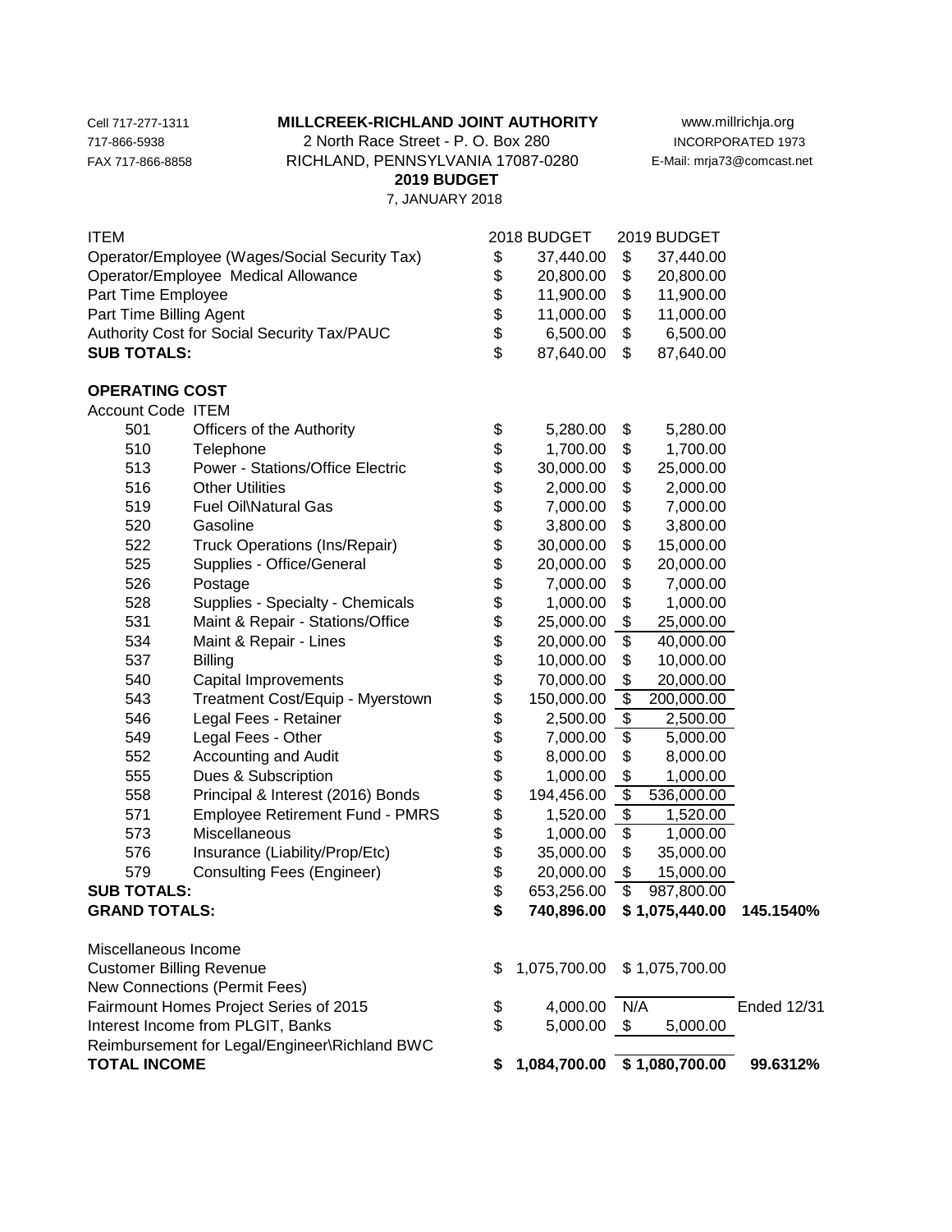Cell 717-277-1311
717-866-5938
FAX 717-866-8858

**MILLCREEK-RICHLAND JOINT AUTHORITY**
2 North Race Street - P. O. Box 280
RICHLAND, PENNSYLVANIA 17087-0280
**2019 BUDGET**
7, JANUARY 2018

www.millrichja.org
INCORPORATED 1973
E-Mail: mrja73@comcast.net

| ITEM | | 2018 BUDGET | 2019 BUDGET | |
|---|---|---|---|---|
| Operator/Employee (Wages/Social Security Tax) | | $ 37,440.00 | $ 37,440.00 | |
| Operator/Employee Medical Allowance | | $ 20,800.00 | $ 20,800.00 | |
| Part Time Employee | | $ 11,900.00 | $ 11,900.00 | |
| Part Time Billing Agent | | $ 11,000.00 | $ 11,000.00 | |
| Authority Cost for Social Security Tax/PAUC | | $ 6,500.00 | $ 6,500.00 | |
| **SUB TOTALS:** | | $ 87,640.00 | $ 87,640.00 | |
| | | | | |
| **OPERATING COST** | | | | |
| Account Code | ITEM | | | |
| 501 | Officers of the Authority | $ 5,280.00 | $ 5,280.00 | |
| 510 | Telephone | $ 1,700.00 | $ 1,700.00 | |
| 513 | Power - Stations/Office Electric | $ 30,000.00 | $ 25,000.00 | |
| 516 | Other Utilities | $ 2,000.00 | $ 2,000.00 | |
| 519 | Fuel Oil\Natural Gas | $ 7,000.00 | $ 7,000.00 | |
| 520 | Gasoline | $ 3,800.00 | $ 3,800.00 | |
| 522 | Truck Operations (Ins/Repair) | $ 30,000.00 | $ 15,000.00 | |
| 525 | Supplies - Office/General | $ 20,000.00 | $ 20,000.00 | |
| 526 | Postage | $ 7,000.00 | $ 7,000.00 | |
| 528 | Supplies - Specialty - Chemicals | $ 1,000.00 | $ 1,000.00 | |
| 531 | Maint & Repair - Stations/Office | $ 25,000.00 | $ 25,000.00 | |
| 534 | Maint & Repair - Lines | $ 20,000.00 | $ 40,000.00 | |
| 537 | Billing | $ 10,000.00 | $ 10,000.00 | |
| 540 | Capital Improvements | $ 70,000.00 | $ 20,000.00 | |
| 543 | Treatment Cost/Equip - Myerstown | $ 150,000.00 | $ 200,000.00 | |
| 546 | Legal Fees - Retainer | $ 2,500.00 | $ 2,500.00 | |
| 549 | Legal Fees - Other | $ 7,000.00 | $ 5,000.00 | |
| 552 | Accounting and Audit | $ 8,000.00 | $ 8,000.00 | |
| 555 | Dues & Subscription | $ 1,000.00 | $ 1,000.00 | |
| 558 | Principal & Interest (2016) Bonds | $ 194,456.00 | $ 536,000.00 | |
| 571 | Employee Retirement Fund - PMRS | $ 1,520.00 | $ 1,520.00 | |
| 573 | Miscellaneous | $ 1,000.00 | $ 1,000.00 | |
| 576 | Insurance (Liability/Prop/Etc) | $ 35,000.00 | $ 35,000.00 | |
| 579 | Consulting Fees (Engineer) | $ 20,000.00 | $ 15,000.00 | |
| **SUB TOTALS:** | | $ 653,256.00 | $ 987,800.00 | |
| **GRAND TOTALS:** | | **$ 740,896.00** | **$ 1,075,440.00** | **145.1540%** |
| | | | | |
| Miscellaneous Income | | | | |
| Customer Billing Revenue | | $ 1,075,700.00 | $ 1,075,700.00 | |
| New Connections (Permit Fees) | | | | |
| Fairmount Homes Project Series of 2015 | | $ 4,000.00 | N/A | Ended 12/31 |
| Interest Income from PLGIT, Banks | | $ 5,000.00 | $ 5,000.00 | |
| Reimbursement for Legal/Engineer\Richland BWC | | | | |
| **TOTAL INCOME** | | **$ 1,084,700.00** | **$ 1,080,700.00** | **99.6312%** |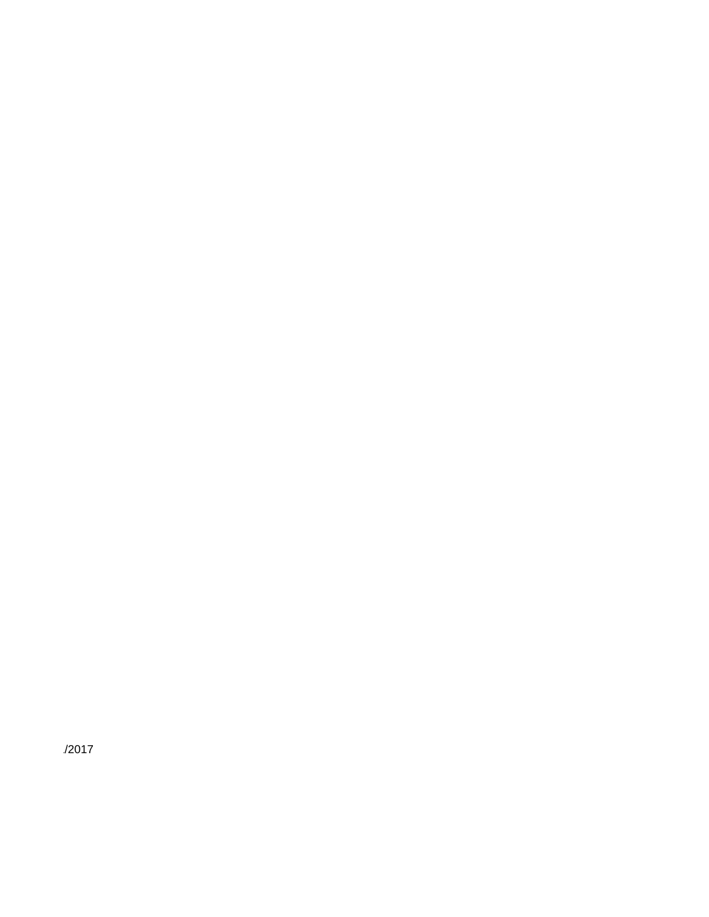./2017